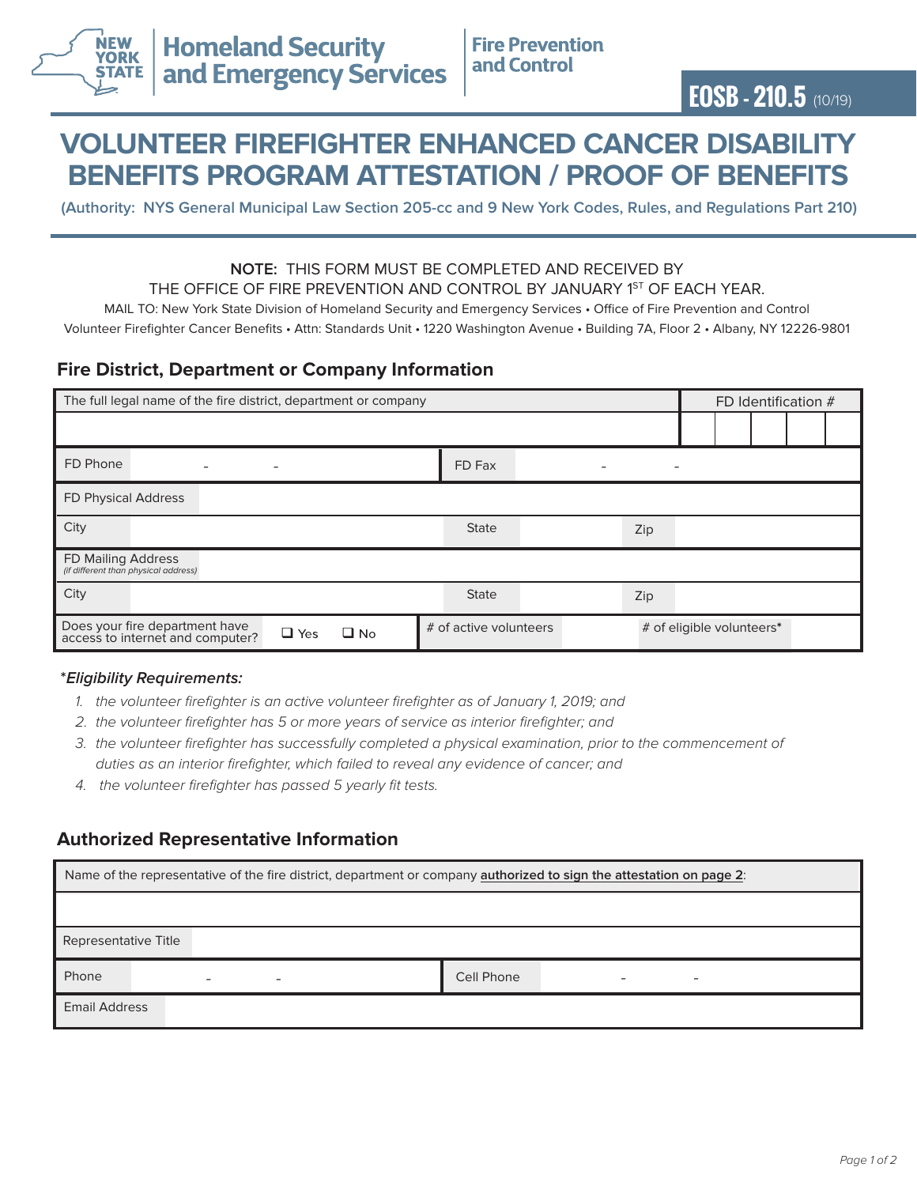Homeland Security and Emergency Services | Fire Prevention and Control

**EOSB - 210.5** (10/19)

# VOLUNTEER FIREFIGHTER ENHANCED CANCER DISABILITY BENEFITS PROGRAM ATTESTATION / PROOF OF BENEFITS

**(Authority: NYS General Municipal Law Section 205-cc and 9 New York Codes, Rules, and Regulations Part 210)**

**NOTE:** THIS FORM MUST BE COMPLETED AND RECEIVED BY THE OFFICE OF FIRE PREVENTION AND CONTROL BY JANUARY 1ST OF EACH YEAR.

MAIL TO: New York State Division of Homeland Security and Emergency Services • Office of Fire Prevention and Control
Volunteer Firefighter Cancer Benefits • Attn: Standards Unit • 1220 Washington Avenue • Building 7A, Floor 2 • Albany, NY 12226-9801

## Fire District, Department or Company Information

| The full legal name of the fire district, department or company | | | | FD Identification # |
|---|---|---|---|---|
| | | | | |
| FD Phone | - - | FD Fax | - - | |
| FD Physical Address | | | | |
| City | | State | | Zip |
| FD Mailing Address *(if different than physical address)* | | | | |
| City | | State | | Zip |
| Does your fire department have access to internet and computer? | ❑ Yes ❑ No | # of active volunteers | | # of eligible volunteers* |

***Eligibility Requirements:***

1. *the volunteer firefighter is an active volunteer firefighter as of January 1, 2019; and*
2. *the volunteer firefighter has 5 or more years of service as interior firefighter; and*
3. *the volunteer firefighter has successfully completed a physical examination, prior to the commencement of duties as an interior firefighter, which failed to reveal any evidence of cancer; and*
4. *the volunteer firefighter has passed 5 yearly fit tests.*

## Authorized Representative Information

| Name of the representative of the fire district, department or company <u>authorized to sign the attestation on page 2</u>: | | | |
|---|---|---|---|
| | | | |
| Representative Title | | | |
| Phone | - - | Cell Phone | - - |
| Email Address | | | |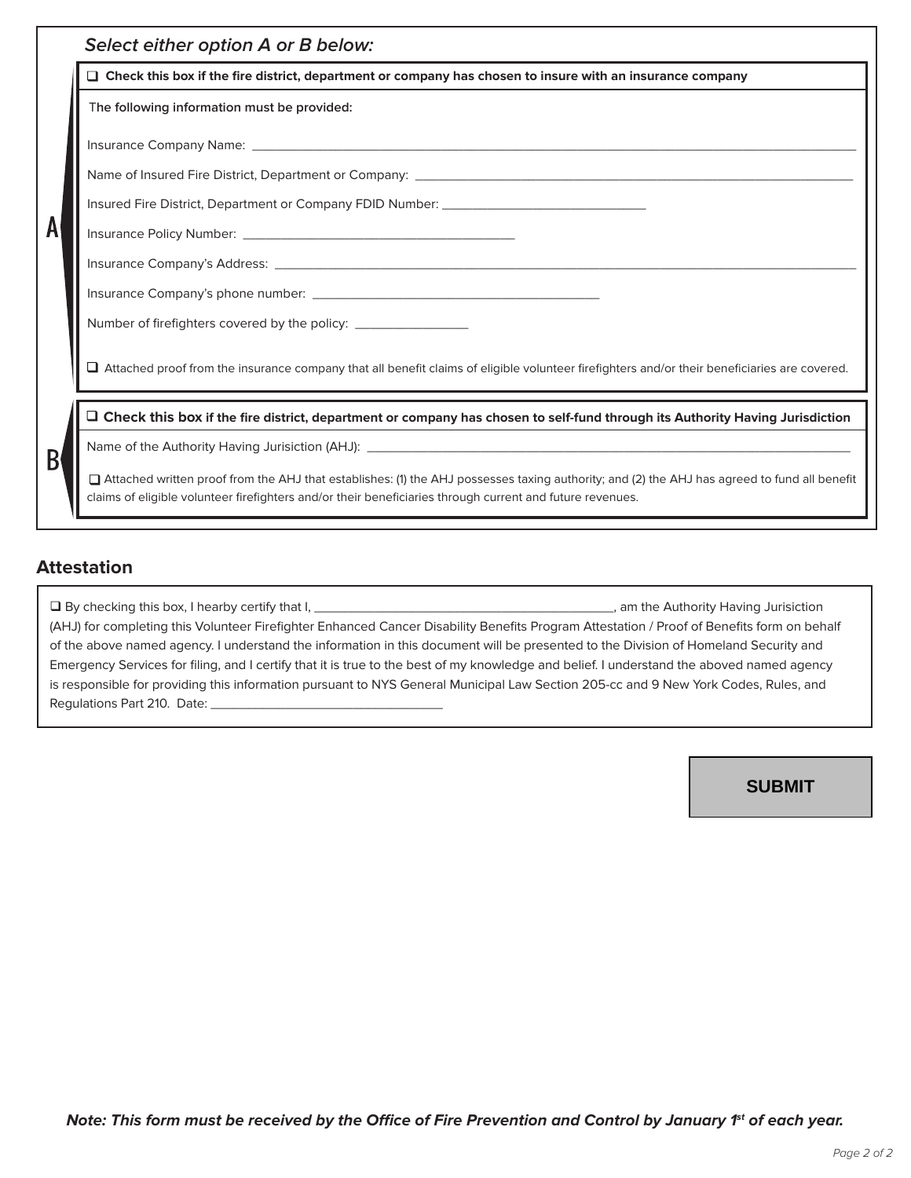*Select either option A or B below:*

**A**

- [ ] **Check this box if the fire district, department or company has chosen to insure with an insurance company**

The following information must be provided:

Insurance Company Name: ____________________

Name of Insured Fire District, Department or Company: ____________________

Insured Fire District, Department or Company FDID Number: ____________________

Insurance Policy Number: ____________________

Insurance Company's Address: ____________________

Insurance Company's phone number: ____________________

Number of firefighters covered by the policy: ____________________

- [ ] Attached proof from the insurance company that all benefit claims of eligible volunteer firefighters and/or their beneficiaries are covered.

**B**

- [ ] **Check this box if the fire district, department or company has chosen to self-fund through its Authority Having Jurisdiction**

Name of the Authority Having Jurisiction (AHJ): ____________________

- [ ] Attached written proof from the AHJ that establishes: (1) the AHJ possesses taxing authority; and (2) the AHJ has agreed to fund all benefit claims of eligible volunteer firefighters and/or their beneficiaries through current and future revenues.

## Attestation

- [ ] By checking this box, I hearby certify that I, ____________________, am the Authority Having Jurisiction (AHJ) for completing this Volunteer Firefighter Enhanced Cancer Disability Benefits Program Attestation / Proof of Benefits form on behalf of the above named agency. I understand the information in this document will be presented to the Division of Homeland Security and Emergency Services for filing, and I certify that it is true to the best of my knowledge and belief. I understand the aboved named agency is responsible for providing this information pursuant to NYS General Municipal Law Section 205-cc and 9 New York Codes, Rules, and Regulations Part 210. Date: ____________________

**SUBMIT**

***Note: This form must be received by the Office of Fire Prevention and Control by January 1st of each year.***